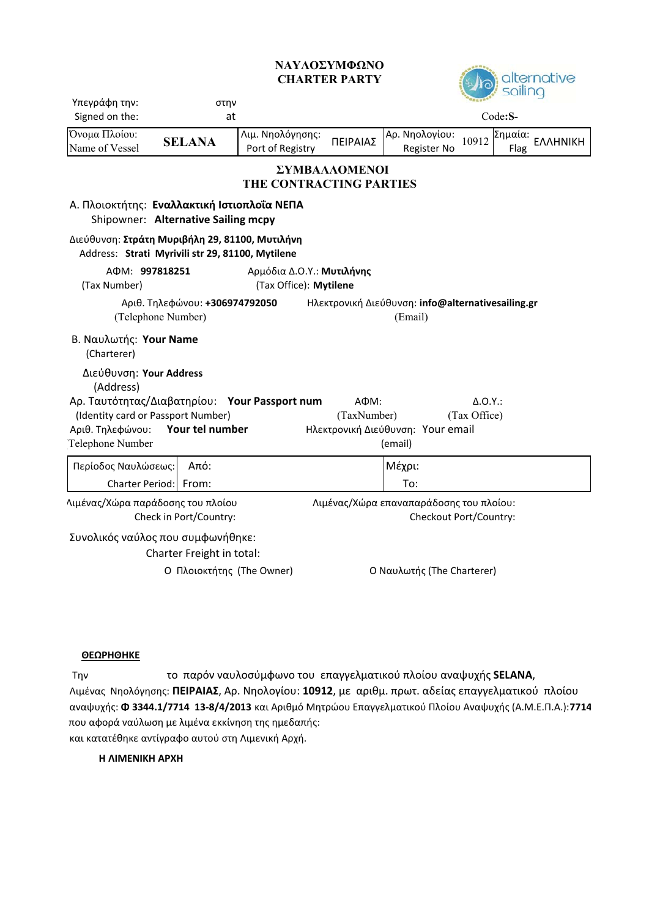# ΝΑΥΛΟΣΥΜΦΩΝΟ
# CHARTER PARTY

alternative sailing

Υπεγράφη την: στην
Signed on the: at

Code:**S-**

| Όνομα Πλοίου: Name of Vessel | **SELANA** | Λιμ. Νηολόγησης: Port of Registry | ΠΕΙΡΑΙΑΣ | Αρ. Νηολογίου: Register No | 10912 | Σημαία: Flag | ΕΛΛΗΝΙΚΗ |
|---|---|---|---|---|---|---|---|

## ΣΥΜΒΑΛΛΟΜΕΝΟΙ
## THE CONTRACTING PARTIES

Α. Πλοιοκτήτης: **Εναλλακτική Ιστιοπλοΐα ΝΕΠΑ**
Shipowner: **Alternative Sailing mcpy**

Διεύθυνση: **Στράτη Μυριβήλη 29, 81100, Μυτιλήνη**
Address: **Strati Myrivili str 29, 81100, Mytilene**

ΑΦΜ: **997818251** (Tax Number)
Αρμόδια Δ.Ο.Υ.: **Μυτιλήνης** (Tax Office): **Mytilene**

Αριθ. Τηλεφώνου: **+306974792050** (Telephone Number)
Ηλεκτρονική Διεύθυνση: **info@alternativesailing.gr** (Email)

Β. Ναυλωτής: **Your Name**
(Charterer)

Διεύθυνση: **Your Address**
(Address)

Αρ. Ταυτότητας/Διαβατηρίου: **Your Passport num** (Identity card or Passport Number)
ΑΦΜ: (TaxNumber)
Δ.Ο.Υ.: (Tax Office)

Αριθ. Τηλεφώνου: **Your tel number** (Telephone Number)
Ηλεκτρονική Διεύθυνση: Your email (email)

| Περίοδος Ναυλώσεως: Charter Period: | Από: From: | Μέχρι: To: |
|---|---|---|

Λιμένας/Χώρα παράδοσης του πλοίου: Check in Port/Country:

Λιμένας/Χώρα επαναπαράδοσης του πλοίου: Checkout Port/Country:

Συνολικός ναύλος που συμφωνήθηκε:
Charter Freight in total:

Ο Πλοιοκτήτης (The Owner)

Ο Ναυλωτής (The Charterer)

**ΘΕΩΡΗΘΗΚΕ**

Την το παρόν ναυλοσύμφωνο του επαγγελματικού πλοίου αναψυχής **SELANA**, Λιμένας Νηολόγησης: **ΠΕΙΡΑΙΑΣ**, Αρ. Νηολογίου: **10912**, με αριθμ. πρωτ. αδείας επαγγελματικού πλοίου αναψυχής: **Φ 3344.1/7714 13-8/4/2013** και Αριθμό Μητρώου Επαγγελματικού Πλοίου Αναψυχής (Α.Μ.Ε.Π.Α.):**7714** που αφορά ναύλωση με λιμένα εκκίνηση της ημεδαπής:
και κατατέθηκε αντίγραφο αυτού στη Λιμενική Αρχή.

**Η ΛΙΜΕΝΙΚΗ ΑΡΧΗ**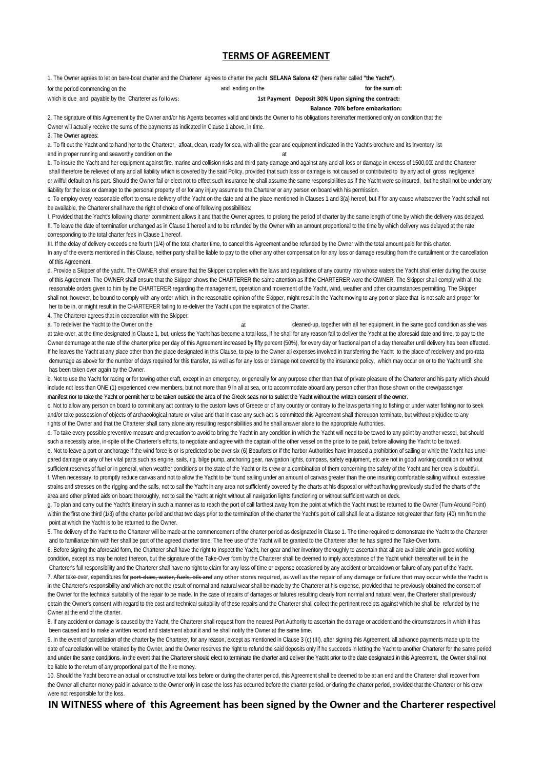# TERMS OF AGREEMENT

1. The Owner agrees to let on bare-boat charter and the Charterer agrees to charter the yacht **SELANA Salona 42'** (hereinafter called **"the Yacht"**).

for the period commencing on the and ending on the **for the sum of:**

which is due and payable by the Charterer as follows: **1st Payment Deposit 30% Upon signing the contract:**

**Balance 70% before embarkation:**

2. The signature of this Agreement by the Owner and/or his Agents becomes valid and binds the Owner to his obligations hereinafter mentioned only on condition that the Owner will actually receive the sums of the payments as indicated in Clause 1 above, in time.

3. The Owner agrees:

a. To fit out the Yacht and to hand her to the Charterer, afloat, clean, ready for sea, with all the gear and equipment indicated in the Yacht's brochure and its inventory list and in proper running and seaworthy condition on the at

b. To insure the Yacht and her equipment against fire, marine and collision risks and third party damage and against any and all loss or damage in excess of 1500,00€ and the Charterer shall therefore be relieved of any and all liability which is covered by the said Policy, provided that such loss or damage is not caused or contributed to by any act of gross negligence or willful default on his part. Should the Owner fail or elect not to effect such insurance he shall assume the same responsibilities as if the Yacht were so insured, but he shall not be under any liability for the loss or damage to the personal property of or for any injury assume to the Charterer or any person on board with his permission.

c. To employ every reasonable effort to ensure delivery of of the Yacht on the date and at the place mentioned in Clauses 1 and 3(a) hereof, but if for any cause whatsoever the Yacht schall not be available, the Charterer shall have the right of choice of one of following possibilities:

I. Provided that the Yacht's following charter commitment allows it and that the Owner agrees, to prolong the period of charter by the same length of time by which the delivery was delayed.

II. To leave the date of termination unchanged as in Clause 1 hereof and to be refunded by the Owner with an amount proportional to the time by which delivery was delayed at the rate corresponding to the total charter fees in Clause 1 hereof.

III. If the delay of delivery exceeds one fourth (1/4) of the total charter time, to cancel this Agreement and be refunded by the Owner with the total amount paid for this charter.

In any of the events mentioned in this Clause, neither party shall be liable to pay to the other any other compensation for any loss or damage resulting from the curtailment or the cancellation of this Agreement.

d. Provide a Skipper of the yacht. The OWNER shall ensure that the Skipper complies with the laws and regulations of any country into whose waters the Yacht shall enter during the course of this Agreement. The OWNER shall ensure that the Skipper shows the CHARTERER the same attention as if the CHARTERER were the OWNER. The Skipper shall comply with all the reasonable orders given to him by the CHARTERER regarding the management, operation and movement of the Yacht, wind, weather and other circumstances permitting. The Skipper shall not, however, be bound to comply with any order which, in the reasonable opinion of the Skipper, might result in the Yacht moving to any port or place that is not safe and proper for her to be in, or might result in the CHARTERER failing to re-deliver the Yacht upon the expiration of the Charter.

4. The Charterer agrees that in cooperation with the Skipper:

a. To redeliver the Yacht to the Owner on the at cleaned-up, together with all her equipment, in the same good condition as she was at take-over, at the time designated in Clause 1, but, unless the Yacht has become a total loss, if he shall for any reason fail to deliver the Yacht at the aforesaid date and time, to pay to the Owner demurrage at the rate of the charter price per day of this Agreement increased by fifty percent (50%), for every day or fractional part of a day thereafter until delivery has been effected. If he leaves the Yacht at any place other than the place designated in this Clause, to pay to the Owner all expenses involved in transferring the Yacht to the place of redelivery and pro-rata demurrage as above for the number of days required for this transfer, as well as for any loss or damage not covered by the insurance policy, which may occur on or to the Yacht until she has been taken over again by the Owner.

b. Not to use the Yacht for racing or for towing other craft, except in an emergency, or generally for any purpose other than that of private pleasure of the Charterer and his party which should include not less than ONE (1) experienced crew members, but not more than 9 in all at sea, or to accommodate aboard any person other than those shown on the crew/passenger manifest nor to take the Yacht or permit her to be taken outside the area of the Greek seas nor to sublet the Yacht without the written consent of the owner.

c. Not to allow any person on board to commit any act contrary to the custom laws of Greece or of any country or contrary to the laws pertaining to fishing or under water fishing nor to seek and/or take possession of objects of archaeological nature or value and that in case any such act is committed this Agreement shall thereupon terminate, but without prejudice to any rights of the Owner and that the Charterer shall carry alone any resulting responsibilities and he shall answer alone to the appropriate Authorities.

d. To take every possible preventive measure and precaution to avoid to bring the Yacht in any condition in which the Yacht will need to be towed to any point by another vessel, but should such a necessity arise, in-spite of the Charterer's efforts, to negotiate and agree with the captain of the other vessel on the price to be paid, before allowing the Yacht to be towed.

e. Not to leave a port or anchorage if the wind force is or is predicted to be over six (6) Beauforts or if the harbor Authorities have imposed a prohibition of sailing or while the Yacht has unrepared damage or any of her vital parts such as engine, sails, rig, bilge pump, anchoring gear, navigation lights, compass, safety equipment, etc are not in good working condition or without sufficient reserves of fuel or in general, when weather conditions or the state of the Yacht or its crew or a combination of them concerning the safety of the Yacht and her crew is doubtful.

f. When necessary, to promptly reduce canvas and not to allow the Yacht to be found sailing under an amount of canvas greater than the one insuring comfortable sailing without excessive strains and stresses on the rigging and the sails, not to sail the Yacht in any area not sufficiently covered by the charts at his disposal or without having previously studied the charts of the area and other printed aids on board thoroughly, not to sail the Yacht at night without all navigation lights functioning or without sufficient watch on deck.

g. To plan and carry out the Yacht's itinerary in such a manner as to reach the port of call farthest away from the point at which the Yacht must be returned to the Owner (Turn-Around Point) within the first one third (1/3) of the charter period and that two days prior to the termination of the charter the Yacht's port of call shall lie at a distance not greater than forty (40) nm from the point at which the Yacht is to be returned to the Owner.

5. The delivery of the Yacht to the Charterer will be made at the commencement of the charter period as designated in Clause 1. The time required to demonstrate the Yacht to the Charterer and to familiarize him with her shall be part of the agreed charter time. The free use of the Yacht will be granted to the Charterer after he has signed the Take-Over form.

6. Before signing the aforesaid form, the Charterer shall have the right to inspect the Yacht, her gear and her inventory thoroughly to ascertain that all are available and in good working condition, except as may be noted thereon, but the signature of the Take-Over form by the Charterer shall be deemed to imply acceptance of the Yacht which thereafter will be in the Charterer's full responsibility and the Charterer shall have no right to claim for any loss of time or expense occasioned by any accident or breakdown or failure of any part of the Yacht.

7. After take-over, expenditures for ~~port-dues, water, fuels, oils and~~ any other stores required, as well as the repair of any damage or failure that may occur while the Yacht is in the Charterer's responsibility and which are not the result of normal and natural wear shall be made by the Charterer at his expense, provided that he previously obtained the consent of the Owner for the technical suitability of the repair to be made. In the case of repairs of damages or failures resulting clearly from normal and natural wear, the Charterer shall previously obtain the Owner's consent with regard to the cost and technical suitability of these repairs and the Charterer shall collect the pertinent receipts against which he shall be refunded by the Owner at the end of the charter.

8. If any accident or damage is caused by the Yacht, the Charterer shall request from the nearest Port Authority to ascertain the damage or accident and the circumstances in which it has been caused and to make a written record and statement about it and he shall notify the Owner at the same time.

9. In the event of cancellation of the charter by the Charterer, for any reason, except as mentioned in Clause 3 (c) (III), after signing this Agreement, all advance payments made up to the date of cancellation will be retained by the Owner, and the Owner reserves the right to refund the said deposits only if he succeeds in letting the Yacht to another Charterer for the same period and under the same conditions. In the event that the Charterer should elect to terminate the charter and deliver the Yacht prior to the date designated in this Agreement, the Owner shall not be liable to the return of any proportional part of the hire money.

10. Should the Yacht become an actual or constructive total loss before or during the charter period, this Agreement shall be deemed to be at an end and the Charterer shall recover from the Owner all charter money paid in advance to the Owner only in case the loss has occurred before the charter period, or during the charter period, provided that the Charterer or his crew were not responsible for the loss.

**IN WITNESS where of this Agreement has been signed by the Owner and the Charterer respectivel**